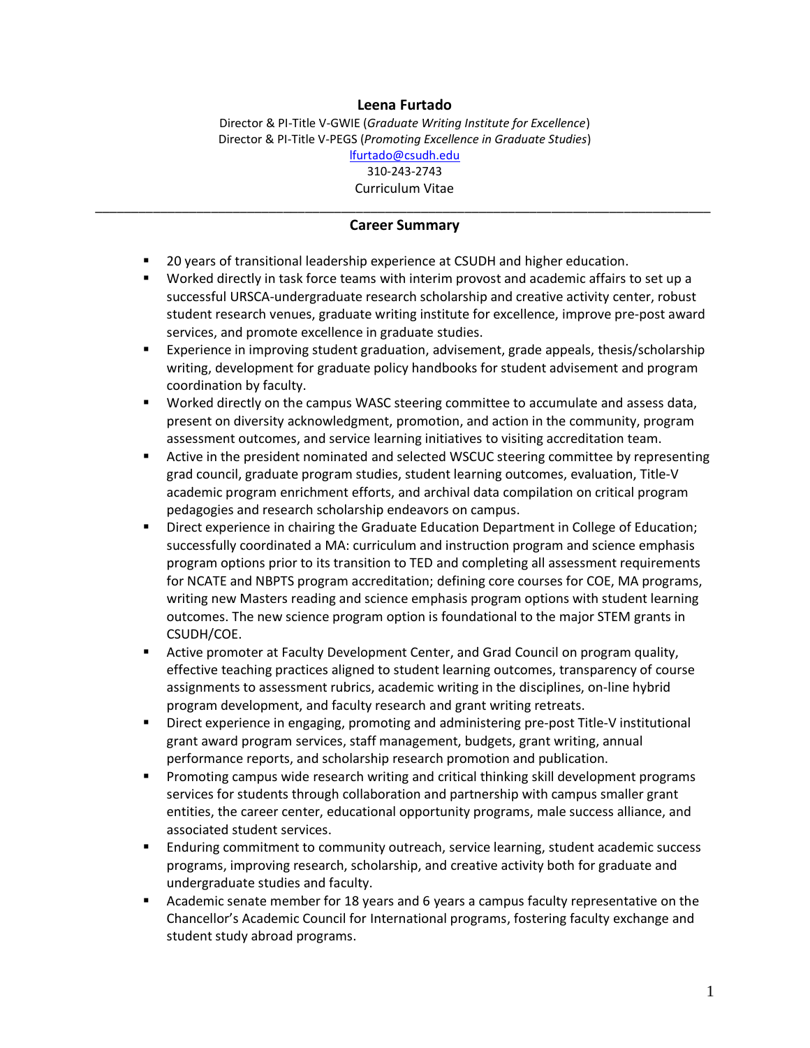# Leena Furtado

Director & PI-Title V-GWIE (*Graduate Writing Institute for Excellence*)
Director & PI-Title V-PEGS (*Promoting Excellence in Graduate Studies*)
[lfurtado@csudh.edu](mailto:lfurtado@csudh.edu)
310-243-2743
Curriculum Vitae

---

## Career Summary

- 20 years of transitional leadership experience at CSUDH and higher education.
- Worked directly in task force teams with interim provost and academic affairs to set up a successful URSCA-undergraduate research scholarship and creative activity center, robust student research venues, graduate writing institute for excellence, improve pre-post award services, and promote excellence in graduate studies.
- Experience in improving student graduation, advisement, grade appeals, thesis/scholarship writing, development for graduate policy handbooks for student advisement and program coordination by faculty.
- Worked directly on the campus WASC steering committee to accumulate and assess data, present on diversity acknowledgment, promotion, and action in the community, program assessment outcomes, and service learning initiatives to visiting accreditation team.
- Active in the president nominated and selected WSCUC steering committee by representing grad council, graduate program studies, student learning outcomes, evaluation, Title-V academic program enrichment efforts, and archival data compilation on critical program pedagogies and research scholarship endeavors on campus.
- Direct experience in chairing the Graduate Education Department in College of Education; successfully coordinated a MA: curriculum and instruction program and science emphasis program options prior to its transition to TED and completing all assessment requirements for NCATE and NBPTS program accreditation; defining core courses for COE, MA programs, writing new Masters reading and science emphasis program options with student learning outcomes. The new science program option is foundational to the major STEM grants in CSUDH/COE.
- Active promoter at Faculty Development Center, and Grad Council on program quality, effective teaching practices aligned to student learning outcomes, transparency of course assignments to assessment rubrics, academic writing in the disciplines, on-line hybrid program development, and faculty research and grant writing retreats.
- Direct experience in engaging, promoting and administering pre-post Title-V institutional grant award program services, staff management, budgets, grant writing, annual performance reports, and scholarship research promotion and publication.
- Promoting campus wide research writing and critical thinking skill development programs services for students through collaboration and partnership with campus smaller grant entities, the career center, educational opportunity programs, male success alliance, and associated student services.
- Enduring commitment to community outreach, service learning, student academic success programs, improving research, scholarship, and creative activity both for graduate and undergraduate studies and faculty.
- Academic senate member for 18 years and 6 years a campus faculty representative on the Chancellor's Academic Council for International programs, fostering faculty exchange and student study abroad programs.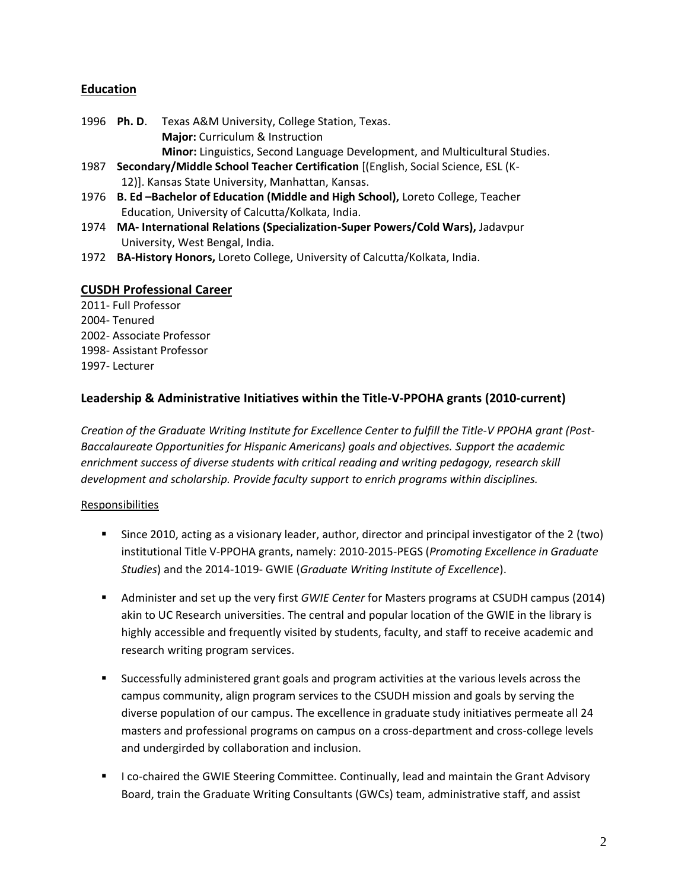## Education

1996 **Ph. D**. Texas A&M University, College Station, Texas.
**Major:** Curriculum & Instruction
**Minor:** Linguistics, Second Language Development, and Multicultural Studies.

1987 **Secondary/Middle School Teacher Certification** [(English, Social Science, ESL (K-12)]. Kansas State University, Manhattan, Kansas.

1976 **B. Ed –Bachelor of Education (Middle and High School),** Loreto College, Teacher Education, University of Calcutta/Kolkata, India.

1974 **MA- International Relations (Specialization-Super Powers/Cold Wars),** Jadavpur University, West Bengal, India.

1972 **BA-History Honors,** Loreto College, University of Calcutta/Kolkata, India.

## CUSDH Professional Career

2011- Full Professor
2004- Tenured
2002- Associate Professor
1998- Assistant Professor
1997- Lecturer

### Leadership & Administrative Initiatives within the Title-V-PPOHA grants (2010-current)

*Creation of the Graduate Writing Institute for Excellence Center to fulfill the Title-V PPOHA grant (Post-Baccalaureate Opportunities for Hispanic Americans) goals and objectives. Support the academic enrichment success of diverse students with critical reading and writing pedagogy, research skill development and scholarship. Provide faculty support to enrich programs within disciplines.*

Responsibilities

- Since 2010, acting as a visionary leader, author, director and principal investigator of the 2 (two) institutional Title V-PPOHA grants, namely: 2010-2015-PEGS (*Promoting Excellence in Graduate Studies*) and the 2014-1019- GWIE (*Graduate Writing Institute of Excellence*).

- Administer and set up the very first *GWIE Center* for Masters programs at CSUDH campus (2014) akin to UC Research universities. The central and popular location of the GWIE in the library is highly accessible and frequently visited by students, faculty, and staff to receive academic and research writing program services.

- Successfully administered grant goals and program activities at the various levels across the campus community, align program services to the CSUDH mission and goals by serving the diverse population of our campus. The excellence in graduate study initiatives permeate all 24 masters and professional programs on campus on a cross-department and cross-college levels and undergirded by collaboration and inclusion.

- I co-chaired the GWIE Steering Committee. Continually, lead and maintain the Grant Advisory Board, train the Graduate Writing Consultants (GWCs) team, administrative staff, and assist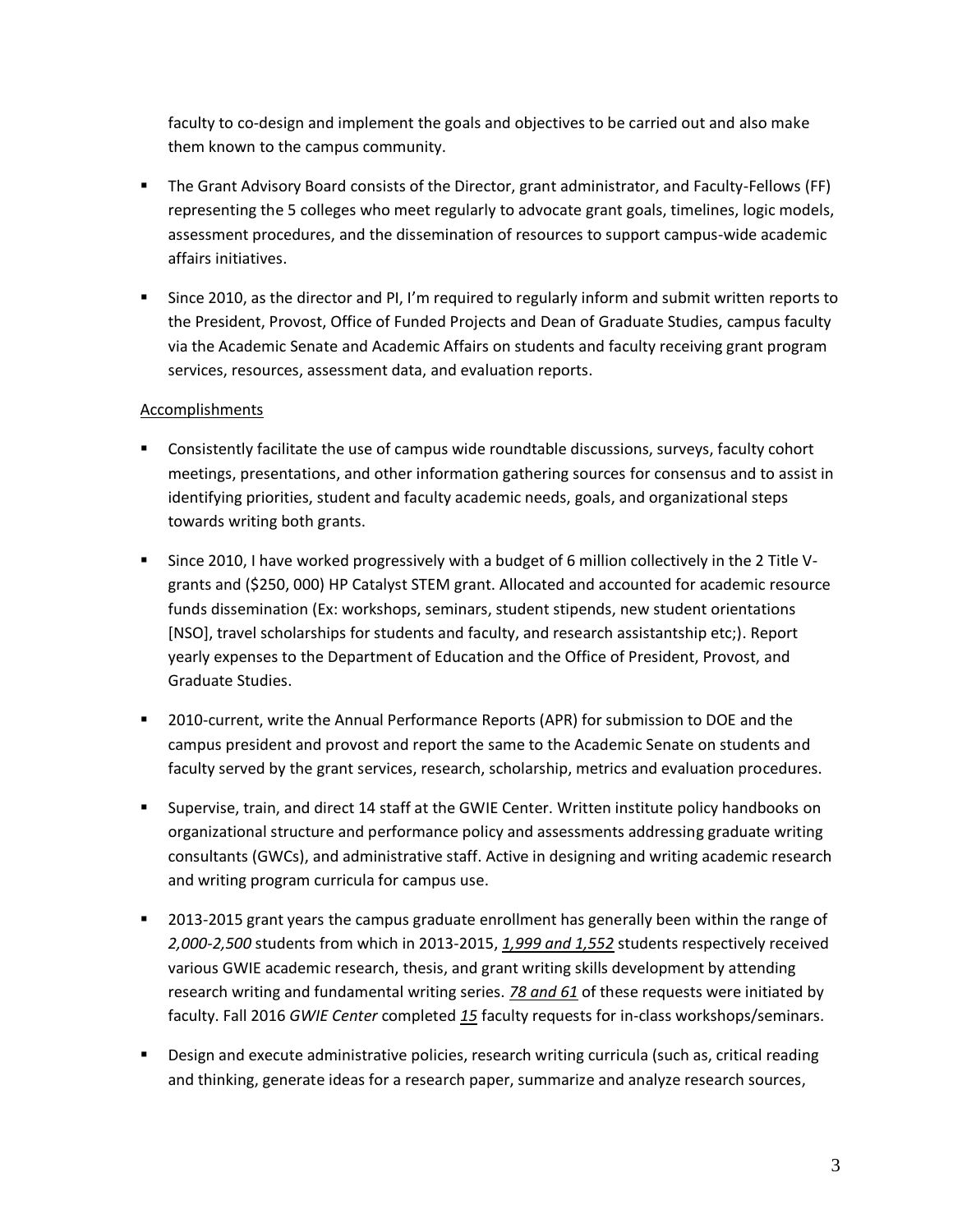faculty to co-design and implement the goals and objectives to be carried out and also make them known to the campus community.

- The Grant Advisory Board consists of the Director, grant administrator, and Faculty-Fellows (FF) representing the 5 colleges who meet regularly to advocate grant goals, timelines, logic models, assessment procedures, and the dissemination of resources to support campus-wide academic affairs initiatives.
- Since 2010, as the director and PI, I'm required to regularly inform and submit written reports to the President, Provost, Office of Funded Projects and Dean of Graduate Studies, campus faculty via the Academic Senate and Academic Affairs on students and faculty receiving grant program services, resources, assessment data, and evaluation reports.

<u>Accomplishments</u>

- Consistently facilitate the use of campus wide roundtable discussions, surveys, faculty cohort meetings, presentations, and other information gathering sources for consensus and to assist in identifying priorities, student and faculty academic needs, goals, and organizational steps towards writing both grants.
- Since 2010, I have worked progressively with a budget of 6 million collectively in the 2 Title V-grants and ($250, 000) HP Catalyst STEM grant. Allocated and accounted for academic resource funds dissemination (Ex: workshops, seminars, student stipends, new student orientations [NSO], travel scholarships for students and faculty, and research assistantship etc;). Report yearly expenses to the Department of Education and the Office of President, Provost, and Graduate Studies.
- 2010-current, write the Annual Performance Reports (APR) for submission to DOE and the campus president and provost and report the same to the Academic Senate on students and faculty served by the grant services, research, scholarship, metrics and evaluation procedures.
- Supervise, train, and direct 14 staff at the GWIE Center. Written institute policy handbooks on organizational structure and performance policy and assessments addressing graduate writing consultants (GWCs), and administrative staff. Active in designing and writing academic research and writing program curricula for campus use.
- 2013-2015 grant years the campus graduate enrollment has generally been within the range of *2,000-2,500* students from which in 2013-2015, <u>*1,999 and 1,552*</u> students respectively received various GWIE academic research, thesis, and grant writing skills development by attending research writing and fundamental writing series. <u>*78 and 61*</u> of these requests were initiated by faculty. Fall 2016 *GWIE Center* completed <u>*15*</u> faculty requests for in-class workshops/seminars.
- Design and execute administrative policies, research writing curricula (such as, critical reading and thinking, generate ideas for a research paper, summarize and analyze research sources,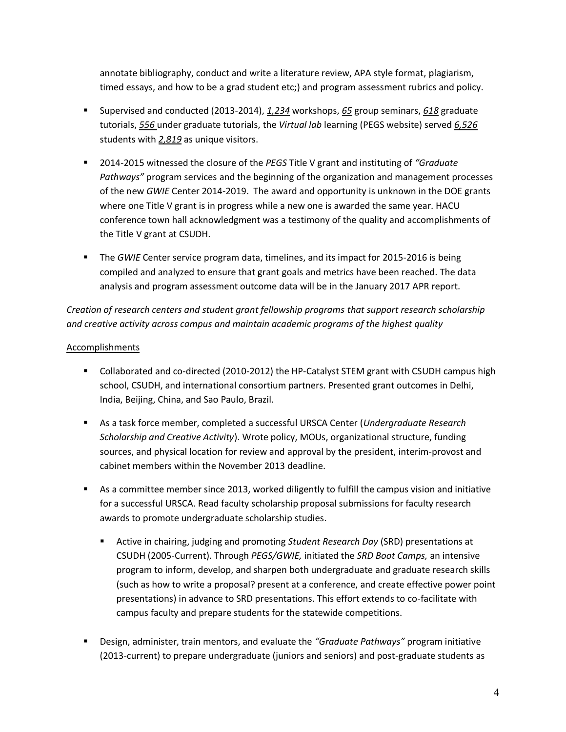annotate bibliography, conduct and write a literature review, APA style format, plagiarism, timed essays, and how to be a grad student etc;) and program assessment rubrics and policy.

- Supervised and conducted (2013-2014), ***1,234*** workshops, ***65*** group seminars, ***618*** graduate tutorials, ***556*** under graduate tutorials, the *Virtual lab* learning (PEGS website) served ***6,526*** students with ***2,819*** as unique visitors.
- 2014-2015 witnessed the closure of the *PEGS* Title V grant and instituting of *"Graduate Pathways"* program services and the beginning of the organization and management processes of the new *GWIE* Center 2014-2019. The award and opportunity is unknown in the DOE grants where one Title V grant is in progress while a new one is awarded the same year. HACU conference town hall acknowledgment was a testimony of the quality and accomplishments of the Title V grant at CSUDH.
- The *GWIE* Center service program data, timelines, and its impact for 2015-2016 is being compiled and analyzed to ensure that grant goals and metrics have been reached. The data analysis and program assessment outcome data will be in the January 2017 APR report.

*Creation of research centers and student grant fellowship programs that support research scholarship and creative activity across campus and maintain academic programs of the highest quality*

Accomplishments

- Collaborated and co-directed (2010-2012) the HP-Catalyst STEM grant with CSUDH campus high school, CSUDH, and international consortium partners. Presented grant outcomes in Delhi, India, Beijing, China, and Sao Paulo, Brazil.
- As a task force member, completed a successful URSCA Center (*Undergraduate Research Scholarship and Creative Activity*). Wrote policy, MOUs, organizational structure, funding sources, and physical location for review and approval by the president, interim-provost and cabinet members within the November 2013 deadline.
- As a committee member since 2013, worked diligently to fulfill the campus vision and initiative for a successful URSCA. Read faculty scholarship proposal submissions for faculty research awards to promote undergraduate scholarship studies.
  - Active in chairing, judging and promoting *Student Research Day* (SRD) presentations at CSUDH (2005-Current). Through *PEGS/GWIE,* initiated the *SRD Boot Camps,* an intensive program to inform, develop, and sharpen both undergraduate and graduate research skills (such as how to write a proposal? present at a conference, and create effective power point presentations) in advance to SRD presentations. This effort extends to co-facilitate with campus faculty and prepare students for the statewide competitions.
- Design, administer, train mentors, and evaluate the *"Graduate Pathways"* program initiative (2013-current) to prepare undergraduate (juniors and seniors) and post-graduate students as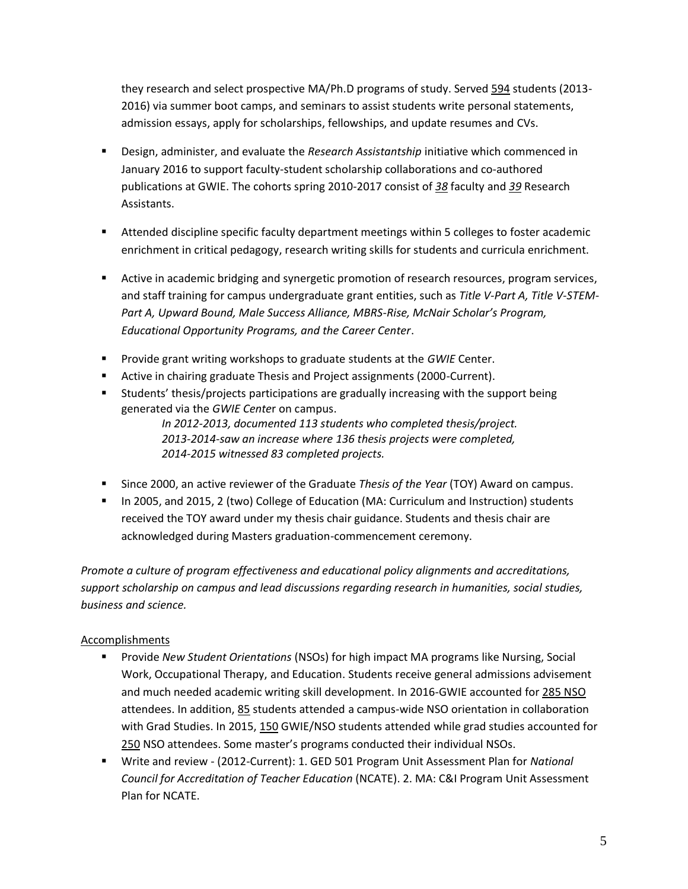they research and select prospective MA/Ph.D programs of study. Served 594 students (2013-2016) via summer boot camps, and seminars to assist students write personal statements, admission essays, apply for scholarships, fellowships, and update resumes and CVs.

- Design, administer, and evaluate the *Research Assistantship* initiative which commenced in January 2016 to support faculty-student scholarship collaborations and co-authored publications at GWIE. The cohorts spring 2010-2017 consist of ***38*** faculty and ***39*** Research Assistants.
- Attended discipline specific faculty department meetings within 5 colleges to foster academic enrichment in critical pedagogy, research writing skills for students and curricula enrichment.
- Active in academic bridging and synergetic promotion of research resources, program services, and staff training for campus undergraduate grant entities, such as *Title V-Part A, Title V-STEM-Part A, Upward Bound, Male Success Alliance, MBRS-Rise, McNair Scholar's Program, Educational Opportunity Programs, and the Career Center*.
- Provide grant writing workshops to graduate students at the *GWIE* Center.
- Active in chairing graduate Thesis and Project assignments (2000-Current).
- Students' thesis/projects participations are gradually increasing with the support being generated via the *GWIE Center* on campus.
  *In 2012-2013, documented 113 students who completed thesis/project.*
  *2013-2014-saw an increase where 136 thesis projects were completed,*
  *2014-2015 witnessed 83 completed projects.*
- Since 2000, an active reviewer of the Graduate *Thesis of the Year* (TOY) Award on campus.
- In 2005, and 2015, 2 (two) College of Education (MA: Curriculum and Instruction) students received the TOY award under my thesis chair guidance. Students and thesis chair are acknowledged during Masters graduation-commencement ceremony.

*Promote a culture of program effectiveness and educational policy alignments and accreditations, support scholarship on campus and lead discussions regarding research in humanities, social studies, business and science.*

Accomplishments

- Provide *New Student Orientations* (NSOs) for high impact MA programs like Nursing, Social Work, Occupational Therapy, and Education. Students receive general admissions advisement and much needed academic writing skill development. In 2016-GWIE accounted for 285 NSO attendees. In addition, 85 students attended a campus-wide NSO orientation in collaboration with Grad Studies. In 2015, 150 GWIE/NSO students attended while grad studies accounted for 250 NSO attendees. Some master's programs conducted their individual NSOs.
- Write and review - (2012-Current): 1. GED 501 Program Unit Assessment Plan for *National Council for Accreditation of Teacher Education* (NCATE). 2. MA: C&I Program Unit Assessment Plan for NCATE.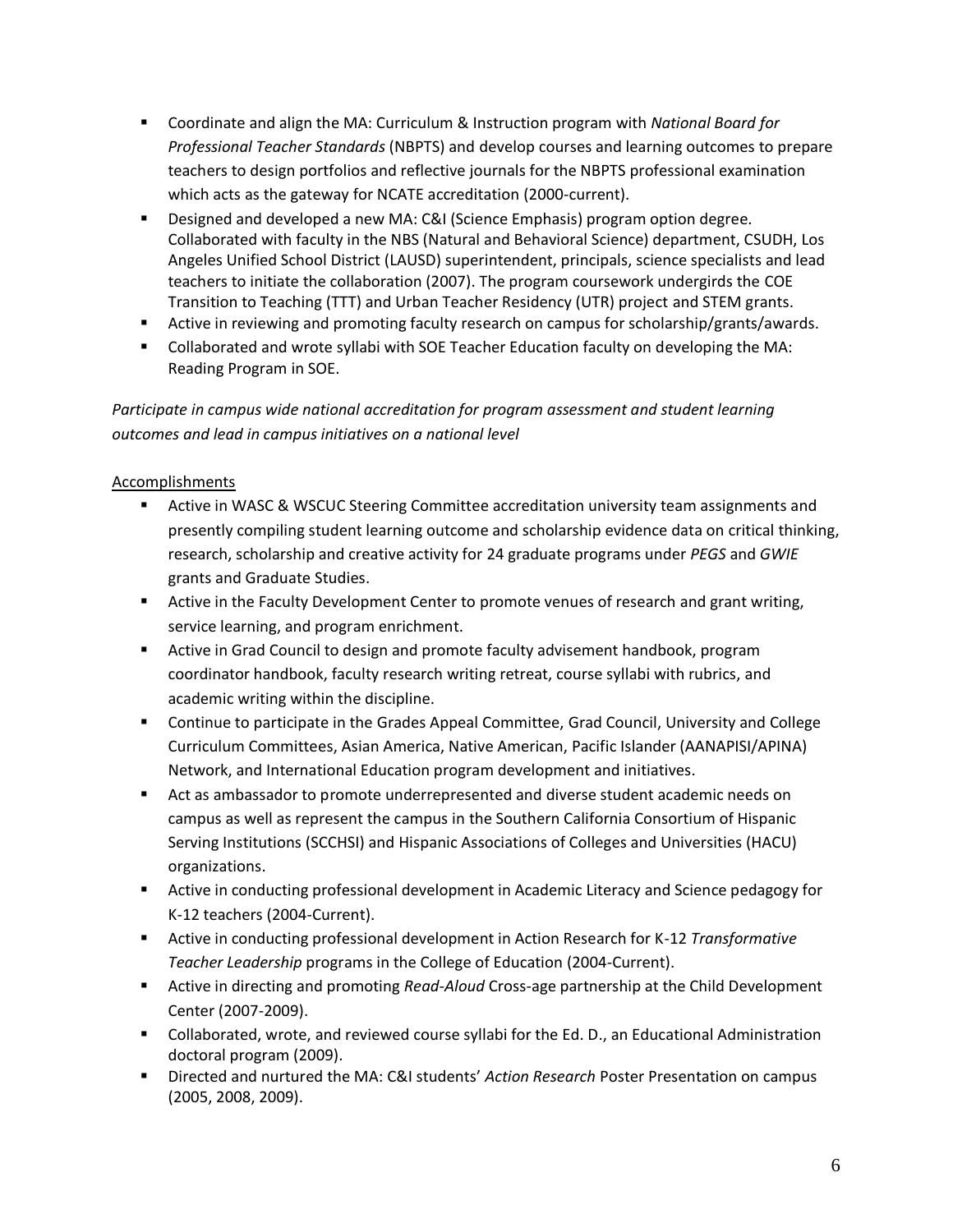- Coordinate and align the MA: Curriculum & Instruction program with *National Board for Professional Teacher Standards* (NBPTS) and develop courses and learning outcomes to prepare teachers to design portfolios and reflective journals for the NBPTS professional examination which acts as the gateway for NCATE accreditation (2000-current).
- Designed and developed a new MA: C&I (Science Emphasis) program option degree. Collaborated with faculty in the NBS (Natural and Behavioral Science) department, CSUDH, Los Angeles Unified School District (LAUSD) superintendent, principals, science specialists and lead teachers to initiate the collaboration (2007). The program coursework undergirds the COE Transition to Teaching (TTT) and Urban Teacher Residency (UTR) project and STEM grants.
- Active in reviewing and promoting faculty research on campus for scholarship/grants/awards.
- Collaborated and wrote syllabi with SOE Teacher Education faculty on developing the MA: Reading Program in SOE.

*Participate in campus wide national accreditation for program assessment and student learning outcomes and lead in campus initiatives on a national level*

<u>Accomplishments</u>

- Active in WASC & WSCUC Steering Committee accreditation university team assignments and presently compiling student learning outcome and scholarship evidence data on critical thinking, research, scholarship and creative activity for 24 graduate programs under *PEGS* and *GWIE* grants and Graduate Studies.
- Active in the Faculty Development Center to promote venues of research and grant writing, service learning, and program enrichment.
- Active in Grad Council to design and promote faculty advisement handbook, program coordinator handbook, faculty research writing retreat, course syllabi with rubrics, and academic writing within the discipline.
- Continue to participate in the Grades Appeal Committee, Grad Council, University and College Curriculum Committees, Asian America, Native American, Pacific Islander (AANAPISI/APINA) Network, and International Education program development and initiatives.
- Act as ambassador to promote underrepresented and diverse student academic needs on campus as well as represent the campus in the Southern California Consortium of Hispanic Serving Institutions (SCCHSI) and Hispanic Associations of Colleges and Universities (HACU) organizations.
- Active in conducting professional development in Academic Literacy and Science pedagogy for K-12 teachers (2004-Current).
- Active in conducting professional development in Action Research for K-12 *Transformative Teacher Leadership* programs in the College of Education (2004-Current).
- Active in directing and promoting *Read-Aloud* Cross-age partnership at the Child Development Center (2007-2009).
- Collaborated, wrote, and reviewed course syllabi for the Ed. D., an Educational Administration doctoral program (2009).
- Directed and nurtured the MA: C&I students' *Action Research* Poster Presentation on campus (2005, 2008, 2009).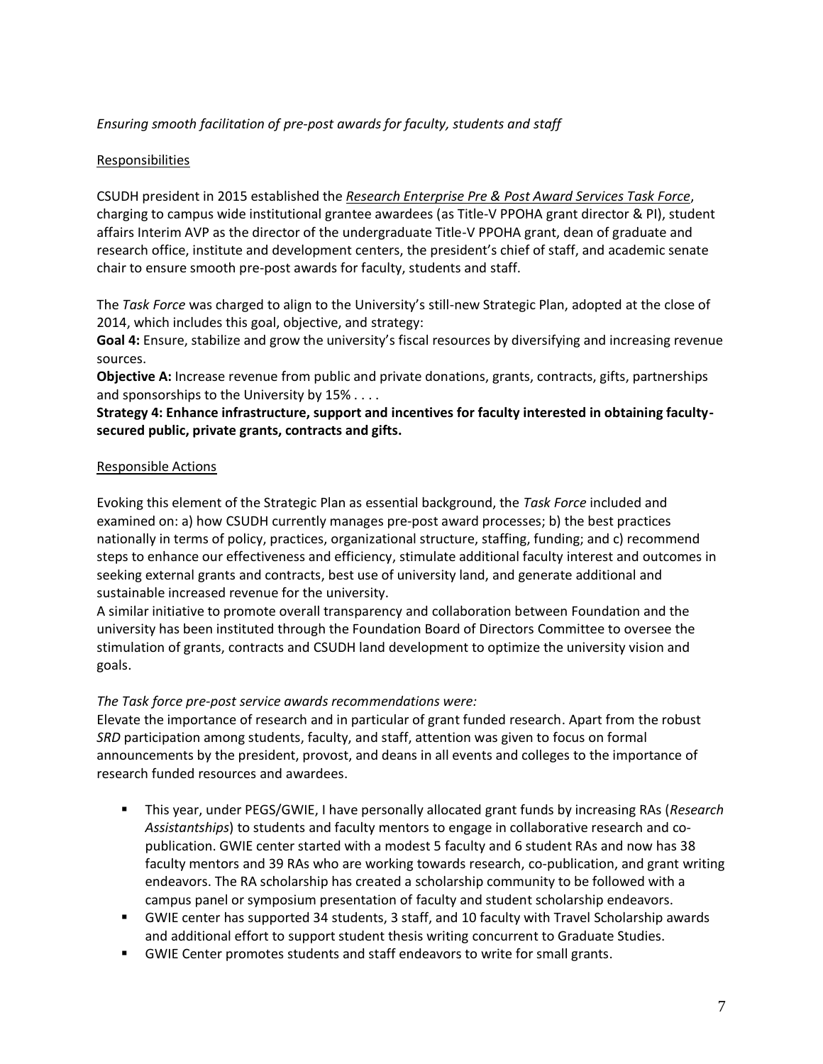*Ensuring smooth facilitation of pre-post awards for faculty, students and staff*

Responsibilities

CSUDH president in 2015 established the *Research Enterprise Pre & Post Award Services Task Force*, charging to campus wide institutional grantee awardees (as Title-V PPOHA grant director & PI), student affairs Interim AVP as the director of the undergraduate Title-V PPOHA grant, dean of graduate and research office, institute and development centers, the president's chief of staff, and academic senate chair to ensure smooth pre-post awards for faculty, students and staff.

The *Task Force* was charged to align to the University's still-new Strategic Plan, adopted at the close of 2014, which includes this goal, objective, and strategy:

**Goal 4:** Ensure, stabilize and grow the university's fiscal resources by diversifying and increasing revenue sources.

**Objective A:** Increase revenue from public and private donations, grants, contracts, gifts, partnerships and sponsorships to the University by 15% . . . .

**Strategy 4: Enhance infrastructure, support and incentives for faculty interested in obtaining faculty-secured public, private grants, contracts and gifts.**

Responsible Actions

Evoking this element of the Strategic Plan as essential background, the *Task Force* included and examined on: a) how CSUDH currently manages pre-post award processes; b) the best practices nationally in terms of policy, practices, organizational structure, staffing, funding; and c) recommend steps to enhance our effectiveness and efficiency, stimulate additional faculty interest and outcomes in seeking external grants and contracts, best use of university land, and generate additional and sustainable increased revenue for the university.

A similar initiative to promote overall transparency and collaboration between Foundation and the university has been instituted through the Foundation Board of Directors Committee to oversee the stimulation of grants, contracts and CSUDH land development to optimize the university vision and goals.

*The Task force pre-post service awards recommendations were:*

Elevate the importance of research and in particular of grant funded research. Apart from the robust *SRD* participation among students, faculty, and staff, attention was given to focus on formal announcements by the president, provost, and deans in all events and colleges to the importance of research funded resources and awardees.

- This year, under PEGS/GWIE, I have personally allocated grant funds by increasing RAs (*Research Assistantships*) to students and faculty mentors to engage in collaborative research and co-publication. GWIE center started with a modest 5 faculty and 6 student RAs and now has 38 faculty mentors and 39 RAs who are working towards research, co-publication, and grant writing endeavors. The RA scholarship has created a scholarship community to be followed with a campus panel or symposium presentation of faculty and student scholarship endeavors.
- GWIE center has supported 34 students, 3 staff, and 10 faculty with Travel Scholarship awards and additional effort to support student thesis writing concurrent to Graduate Studies.
- GWIE Center promotes students and staff endeavors to write for small grants.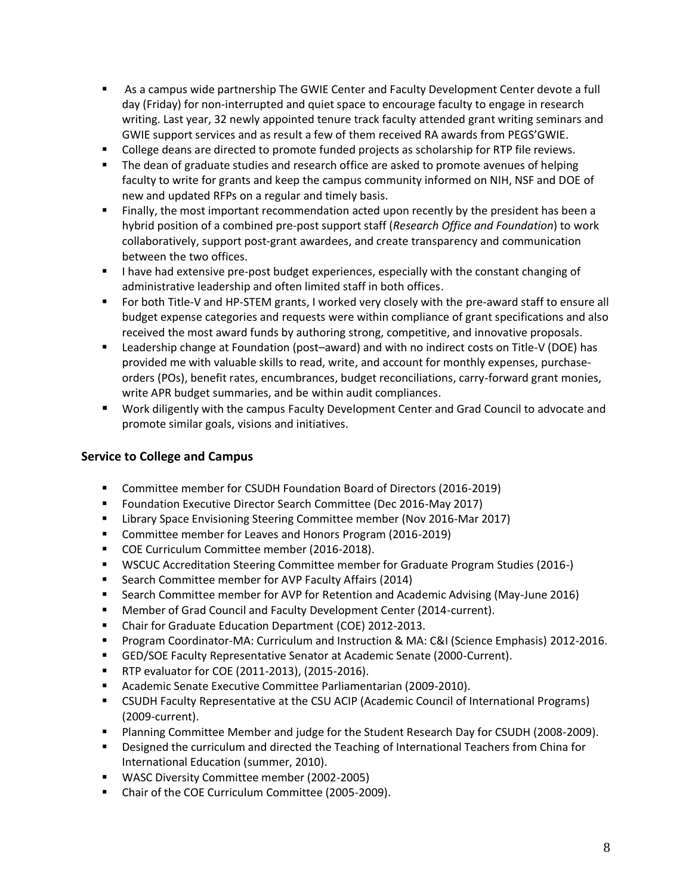- As a campus wide partnership The GWIE Center and Faculty Development Center devote a full day (Friday) for non-interrupted and quiet space to encourage faculty to engage in research writing. Last year, 32 newly appointed tenure track faculty attended grant writing seminars and GWIE support services and as result a few of them received RA awards from PEGS'GWIE.
- College deans are directed to promote funded projects as scholarship for RTP file reviews.
- The dean of graduate studies and research office are asked to promote avenues of helping faculty to write for grants and keep the campus community informed on NIH, NSF and DOE of new and updated RFPs on a regular and timely basis.
- Finally, the most important recommendation acted upon recently by the president has been a hybrid position of a combined pre-post support staff (*Research Office and Foundation*) to work collaboratively, support post-grant awardees, and create transparency and communication between the two offices.
- I have had extensive pre-post budget experiences, especially with the constant changing of administrative leadership and often limited staff in both offices.
- For both Title-V and HP-STEM grants, I worked very closely with the pre-award staff to ensure all budget expense categories and requests were within compliance of grant specifications and also received the most award funds by authoring strong, competitive, and innovative proposals.
- Leadership change at Foundation (post–award) and with no indirect costs on Title-V (DOE) has provided me with valuable skills to read, write, and account for monthly expenses, purchase-orders (POs), benefit rates, encumbrances, budget reconciliations, carry-forward grant monies, write APR budget summaries, and be within audit compliances.
- Work diligently with the campus Faculty Development Center and Grad Council to advocate and promote similar goals, visions and initiatives.

## Service to College and Campus

- Committee member for CSUDH Foundation Board of Directors (2016-2019)
- Foundation Executive Director Search Committee (Dec 2016-May 2017)
- Library Space Envisioning Steering Committee member (Nov 2016-Mar 2017)
- Committee member for Leaves and Honors Program (2016-2019)
- COE Curriculum Committee member (2016-2018).
- WSCUC Accreditation Steering Committee member for Graduate Program Studies (2016-)
- Search Committee member for AVP Faculty Affairs (2014)
- Search Committee member for AVP for Retention and Academic Advising (May-June 2016)
- Member of Grad Council and Faculty Development Center (2014-current).
- Chair for Graduate Education Department (COE) 2012-2013.
- Program Coordinator-MA: Curriculum and Instruction & MA: C&I (Science Emphasis) 2012-2016.
- GED/SOE Faculty Representative Senator at Academic Senate (2000-Current).
- RTP evaluator for COE (2011-2013), (2015-2016).
- Academic Senate Executive Committee Parliamentarian (2009-2010).
- CSUDH Faculty Representative at the CSU ACIP (Academic Council of International Programs) (2009-current).
- Planning Committee Member and judge for the Student Research Day for CSUDH (2008-2009).
- Designed the curriculum and directed the Teaching of International Teachers from China for International Education (summer, 2010).
- WASC Diversity Committee member (2002-2005)
- Chair of the COE Curriculum Committee (2005-2009).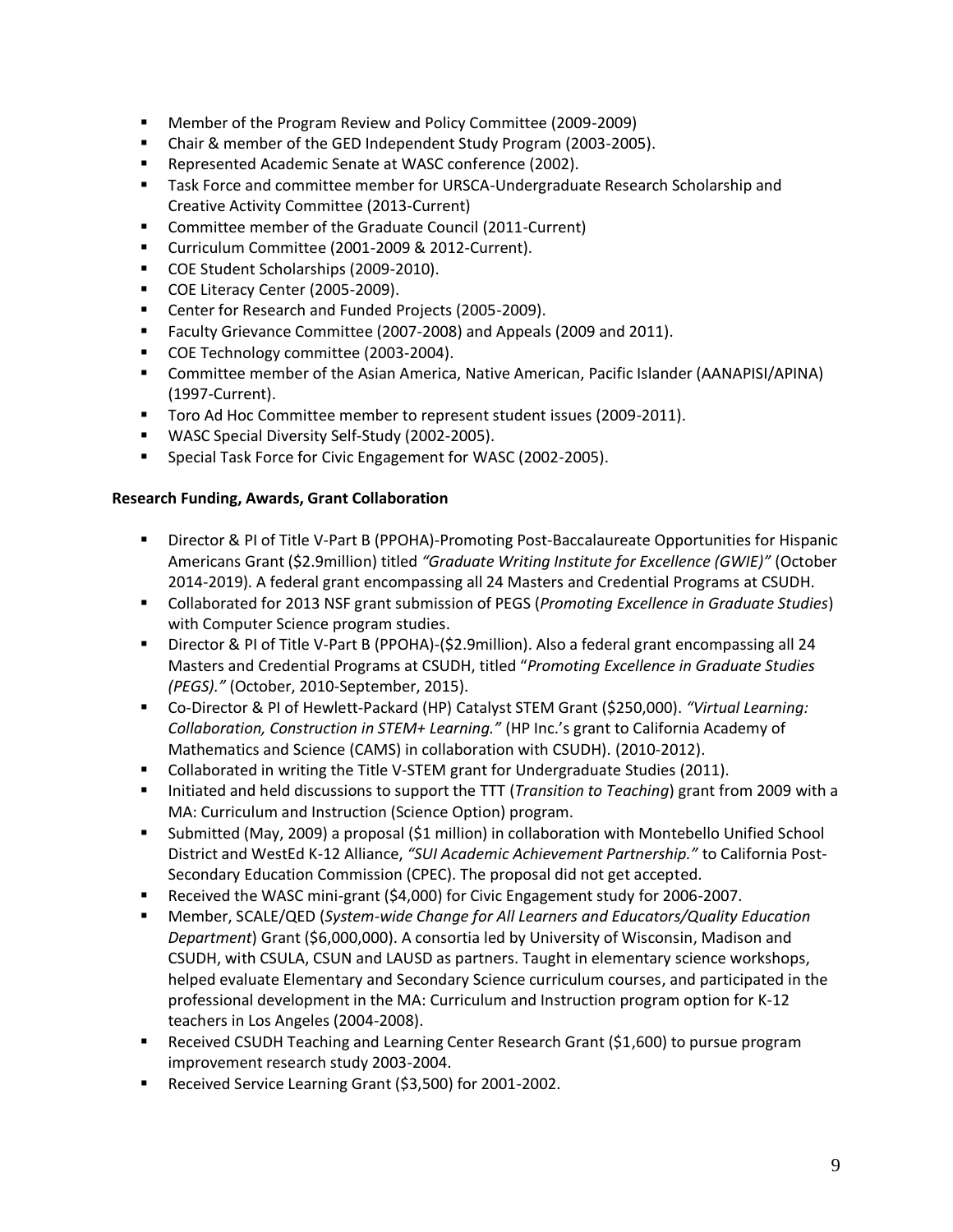- Member of the Program Review and Policy Committee (2009-2009)
- Chair & member of the GED Independent Study Program (2003-2005).
- Represented Academic Senate at WASC conference (2002).
- Task Force and committee member for URSCA-Undergraduate Research Scholarship and Creative Activity Committee (2013-Current)
- Committee member of the Graduate Council (2011-Current)
- Curriculum Committee (2001-2009 & 2012-Current).
- COE Student Scholarships (2009-2010).
- COE Literacy Center (2005-2009).
- Center for Research and Funded Projects (2005-2009).
- Faculty Grievance Committee (2007-2008) and Appeals (2009 and 2011).
- COE Technology committee (2003-2004).
- Committee member of the Asian America, Native American, Pacific Islander (AANAPISI/APINA) (1997-Current).
- Toro Ad Hoc Committee member to represent student issues (2009-2011).
- WASC Special Diversity Self-Study (2002-2005).
- Special Task Force for Civic Engagement for WASC (2002-2005).

**Research Funding, Awards, Grant Collaboration**

- Director & PI of Title V-Part B (PPOHA)-Promoting Post-Baccalaureate Opportunities for Hispanic Americans Grant ($2.9million) titled *"Graduate Writing Institute for Excellence (GWIE)"* (October 2014-2019). A federal grant encompassing all 24 Masters and Credential Programs at CSUDH.
- Collaborated for 2013 NSF grant submission of PEGS (*Promoting Excellence in Graduate Studies*) with Computer Science program studies.
- Director & PI of Title V-Part B (PPOHA)-($2.9million). Also a federal grant encompassing all 24 Masters and Credential Programs at CSUDH, titled "*Promoting Excellence in Graduate Studies (PEGS)."* (October, 2010-September, 2015).
- Co-Director & PI of Hewlett-Packard (HP) Catalyst STEM Grant ($250,000). *"Virtual Learning: Collaboration, Construction in STEM+ Learning."* (HP Inc.'s grant to California Academy of Mathematics and Science (CAMS) in collaboration with CSUDH). (2010-2012).
- Collaborated in writing the Title V-STEM grant for Undergraduate Studies (2011).
- Initiated and held discussions to support the TTT (*Transition to Teaching*) grant from 2009 with a MA: Curriculum and Instruction (Science Option) program.
- Submitted (May, 2009) a proposal ($1 million) in collaboration with Montebello Unified School District and WestEd K-12 Alliance, *"SUI Academic Achievement Partnership."* to California Post-Secondary Education Commission (CPEC). The proposal did not get accepted.
- Received the WASC mini-grant ($4,000) for Civic Engagement study for 2006-2007.
- Member, SCALE/QED (*System-wide Change for All Learners and Educators/Quality Education Department*) Grant ($6,000,000). A consortia led by University of Wisconsin, Madison and CSUDH, with CSULA, CSUN and LAUSD as partners. Taught in elementary science workshops, helped evaluate Elementary and Secondary Science curriculum courses, and participated in the professional development in the MA: Curriculum and Instruction program option for K-12 teachers in Los Angeles (2004-2008).
- Received CSUDH Teaching and Learning Center Research Grant ($1,600) to pursue program improvement research study 2003-2004.
- Received Service Learning Grant ($3,500) for 2001-2002.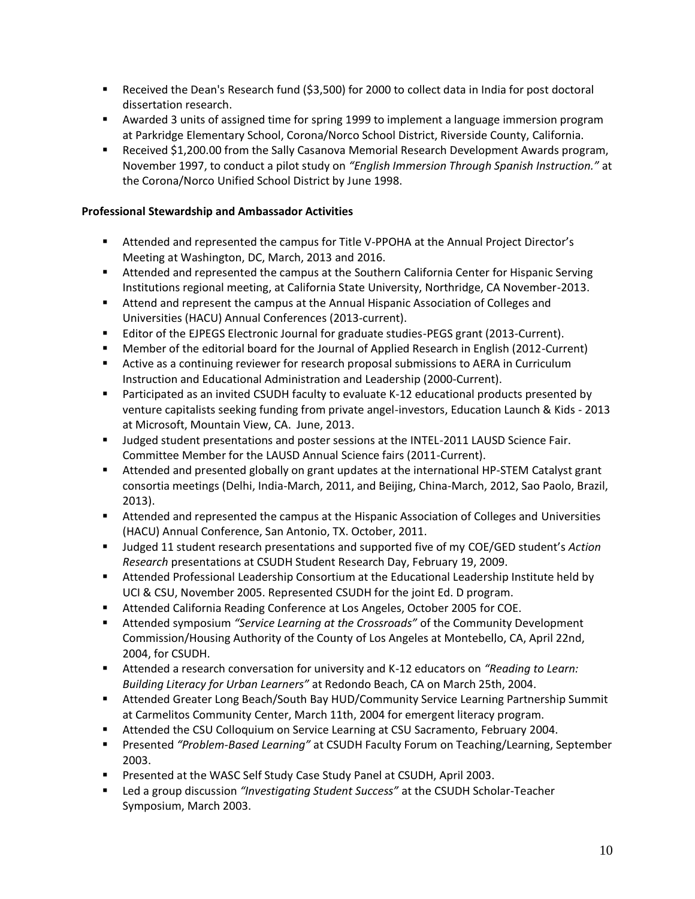- Received the Dean's Research fund ($3,500) for 2000 to collect data in India for post doctoral dissertation research.
- Awarded 3 units of assigned time for spring 1999 to implement a language immersion program at Parkridge Elementary School, Corona/Norco School District, Riverside County, California.
- Received $1,200.00 from the Sally Casanova Memorial Research Development Awards program, November 1997, to conduct a pilot study on *"English Immersion Through Spanish Instruction."* at the Corona/Norco Unified School District by June 1998.

**Professional Stewardship and Ambassador Activities**

- Attended and represented the campus for Title V-PPOHA at the Annual Project Director's Meeting at Washington, DC, March, 2013 and 2016.
- Attended and represented the campus at the Southern California Center for Hispanic Serving Institutions regional meeting, at California State University, Northridge, CA November-2013.
- Attend and represent the campus at the Annual Hispanic Association of Colleges and Universities (HACU) Annual Conferences (2013-current).
- Editor of the EJPEGS Electronic Journal for graduate studies-PEGS grant (2013-Current).
- Member of the editorial board for the Journal of Applied Research in English (2012-Current)
- Active as a continuing reviewer for research proposal submissions to AERA in Curriculum Instruction and Educational Administration and Leadership (2000-Current).
- Participated as an invited CSUDH faculty to evaluate K-12 educational products presented by venture capitalists seeking funding from private angel-investors, Education Launch & Kids - 2013 at Microsoft, Mountain View, CA. June, 2013.
- Judged student presentations and poster sessions at the INTEL-2011 LAUSD Science Fair. Committee Member for the LAUSD Annual Science fairs (2011-Current).
- Attended and presented globally on grant updates at the international HP-STEM Catalyst grant consortia meetings (Delhi, India-March, 2011, and Beijing, China-March, 2012, Sao Paolo, Brazil, 2013).
- Attended and represented the campus at the Hispanic Association of Colleges and Universities (HACU) Annual Conference, San Antonio, TX. October, 2011.
- Judged 11 student research presentations and supported five of my COE/GED student's *Action Research* presentations at CSUDH Student Research Day, February 19, 2009.
- Attended Professional Leadership Consortium at the Educational Leadership Institute held by UCI & CSU, November 2005. Represented CSUDH for the joint Ed. D program.
- Attended California Reading Conference at Los Angeles, October 2005 for COE.
- Attended symposium *"Service Learning at the Crossroads"* of the Community Development Commission/Housing Authority of the County of Los Angeles at Montebello, CA, April 22nd, 2004, for CSUDH.
- Attended a research conversation for university and K-12 educators on *"Reading to Learn: Building Literacy for Urban Learners"* at Redondo Beach, CA on March 25th, 2004.
- Attended Greater Long Beach/South Bay HUD/Community Service Learning Partnership Summit at Carmelitos Community Center, March 11th, 2004 for emergent literacy program.
- Attended the CSU Colloquium on Service Learning at CSU Sacramento, February 2004.
- Presented *"Problem-Based Learning"* at CSUDH Faculty Forum on Teaching/Learning, September 2003.
- Presented at the WASC Self Study Case Study Panel at CSUDH, April 2003.
- Led a group discussion *"Investigating Student Success"* at the CSUDH Scholar-Teacher Symposium, March 2003.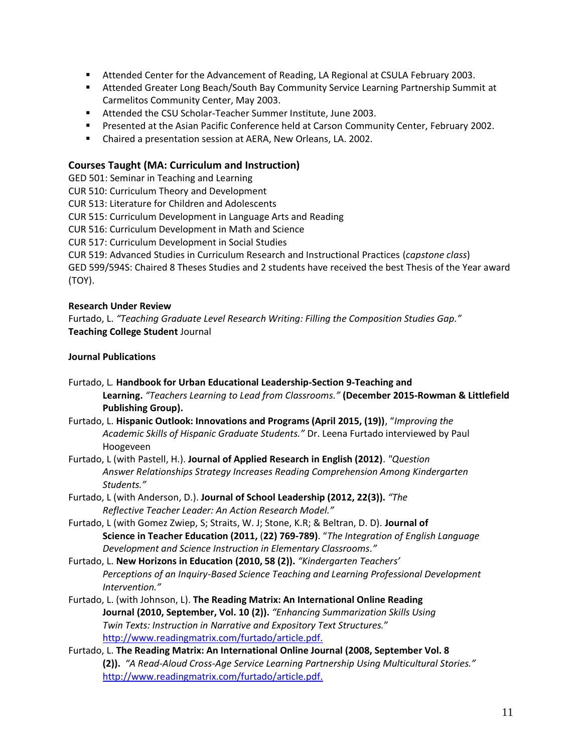- Attended Center for the Advancement of Reading, LA Regional at CSULA February 2003.
- Attended Greater Long Beach/South Bay Community Service Learning Partnership Summit at Carmelitos Community Center, May 2003.
- Attended the CSU Scholar-Teacher Summer Institute, June 2003.
- Presented at the Asian Pacific Conference held at Carson Community Center, February 2002.
- Chaired a presentation session at AERA, New Orleans, LA. 2002.

### Courses Taught (MA: Curriculum and Instruction)

GED 501: Seminar in Teaching and Learning
CUR 510: Curriculum Theory and Development
CUR 513: Literature for Children and Adolescents
CUR 515: Curriculum Development in Language Arts and Reading
CUR 516: Curriculum Development in Math and Science
CUR 517: Curriculum Development in Social Studies
CUR 519: Advanced Studies in Curriculum Research and Instructional Practices (*capstone class*)
GED 599/594S: Chaired 8 Theses Studies and 2 students have received the best Thesis of the Year award (TOY).

**Research Under Review**

Furtado, L. *"Teaching Graduate Level Research Writing: Filling the Composition Studies Gap."* **Teaching College Student** Journal

**Journal Publications**

Furtado, L. **Handbook for Urban Educational Leadership-Section 9-Teaching and Learning.** *"Teachers Learning to Lead from Classrooms."* **(December 2015-Rowman & Littlefield Publishing Group).**

Furtado, L. **Hispanic Outlook: Innovations and Programs (April 2015, (19))**, "*Improving the Academic Skills of Hispanic Graduate Students."* Dr. Leena Furtado interviewed by Paul Hoogeveen

Furtado, L (with Pastell, H.). **Journal of Applied Research in English (2012)**. *"Question Answer Relationships Strategy Increases Reading Comprehension Among Kindergarten Students."*

Furtado, L (with Anderson, D.). **Journal of School Leadership (2012, 22(3)).** *"The Reflective Teacher Leader: An Action Research Model."*

Furtado, L (with Gomez Zwiep, S; Straits, W. J; Stone, K.R; & Beltran, D. D). **Journal of Science in Teacher Education (2011,** (**22) 769-789)**. "*The Integration of English Language Development and Science Instruction in Elementary Classrooms."*

Furtado, L. **New Horizons in Education (2010, 58 (2)).** *"Kindergarten Teachers' Perceptions of an Inquiry-Based Science Teaching and Learning Professional Development Intervention."*

Furtado, L. (with Johnson, L). **The Reading Matrix: An International Online Reading Journal (2010, September, Vol. 10 (2)).** *"Enhancing Summarization Skills Using Twin Texts: Instruction in Narrative and Expository Text Structures.*" http://www.readingmatrix.com/furtado/article.pdf.

Furtado, L. **The Reading Matrix: An International Online Journal (2008, September Vol. 8 (2)).** *"A Read-Aloud Cross-Age Service Learning Partnership Using Multicultural Stories."* http://www.readingmatrix.com/furtado/article.pdf.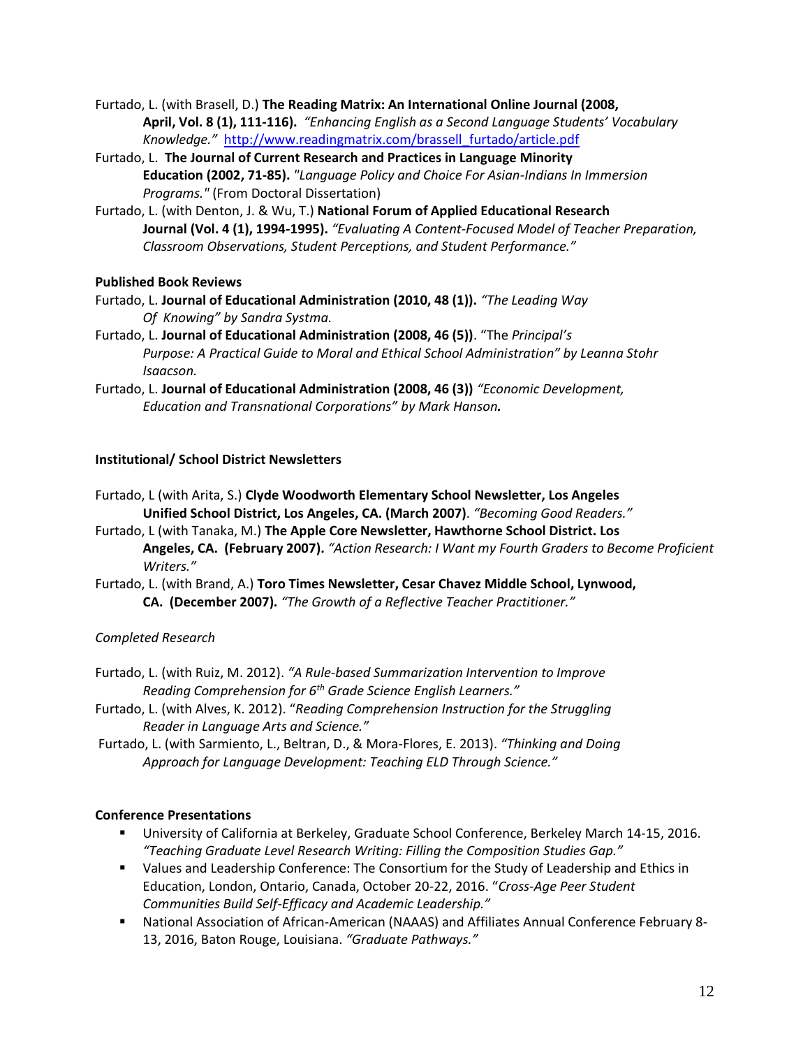Furtado, L. (with Brasell, D.) **The Reading Matrix: An International Online Journal (2008, April, Vol. 8 (1), 111-116).** *"Enhancing English as a Second Language Students' Vocabulary Knowledge."* http://www.readingmatrix.com/brassell_furtado/article.pdf

Furtado, L. **The Journal of Current Research and Practices in Language Minority Education (2002, 71-85).** *"Language Policy and Choice For Asian-Indians In Immersion Programs."* (From Doctoral Dissertation)

Furtado, L. (with Denton, J. & Wu, T.) **National Forum of Applied Educational Research Journal (Vol. 4 (1), 1994-1995).** *"Evaluating A Content-Focused Model of Teacher Preparation, Classroom Observations, Student Perceptions, and Student Performance."*

**Published Book Reviews**

Furtado, L. **Journal of Educational Administration (2010, 48 (1)).** *"The Leading Way Of Knowing" by Sandra Systma.*

Furtado, L. **Journal of Educational Administration (2008, 46 (5))**. "The *Principal's Purpose: A Practical Guide to Moral and Ethical School Administration" by Leanna Stohr Isaacson.*

Furtado, L. **Journal of Educational Administration (2008, 46 (3))** *"Economic Development, Education and Transnational Corporations" by Mark Hanson.*

**Institutional/ School District Newsletters**

Furtado, L (with Arita, S.) **Clyde Woodworth Elementary School Newsletter, Los Angeles Unified School District, Los Angeles, CA. (March 2007)**. *"Becoming Good Readers."*

Furtado, L (with Tanaka, M.) **The Apple Core Newsletter, Hawthorne School District. Los Angeles, CA. (February 2007).** *"Action Research: I Want my Fourth Graders to Become Proficient Writers."*

Furtado, L. (with Brand, A.) **Toro Times Newsletter, Cesar Chavez Middle School, Lynwood, CA. (December 2007).** *"The Growth of a Reflective Teacher Practitioner."*

*Completed Research*

Furtado, L. (with Ruiz, M. 2012). *"A Rule-based Summarization Intervention to Improve Reading Comprehension for 6th Grade Science English Learners."*

Furtado, L. (with Alves, K. 2012). "*Reading Comprehension Instruction for the Struggling Reader in Language Arts and Science."*

Furtado, L. (with Sarmiento, L., Beltran, D., & Mora-Flores, E. 2013). *"Thinking and Doing Approach for Language Development: Teaching ELD Through Science."*

**Conference Presentations**

- University of California at Berkeley, Graduate School Conference, Berkeley March 14-15, 2016. *"Teaching Graduate Level Research Writing: Filling the Composition Studies Gap."*
- Values and Leadership Conference: The Consortium for the Study of Leadership and Ethics in Education, London, Ontario, Canada, October 20-22, 2016. "*Cross-Age Peer Student Communities Build Self-Efficacy and Academic Leadership."*
- National Association of African-American (NAAAS) and Affiliates Annual Conference February 8-13, 2016, Baton Rouge, Louisiana. *"Graduate Pathways."*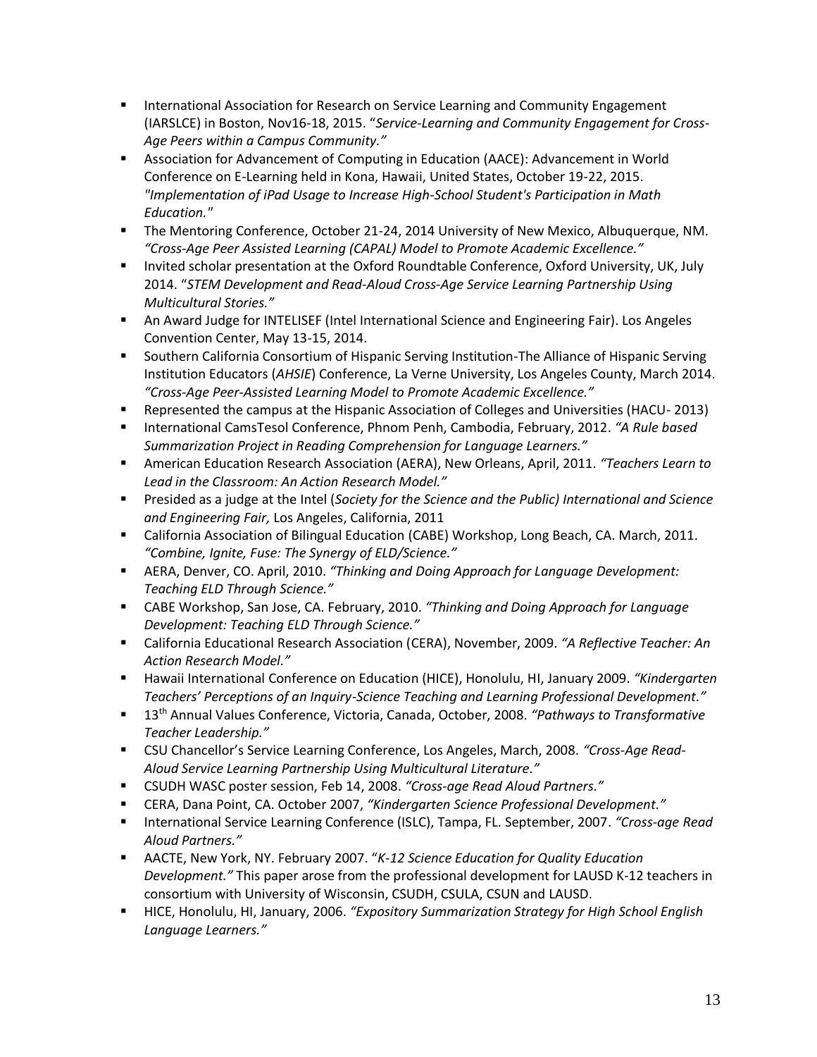- International Association for Research on Service Learning and Community Engagement (IARSLCE) in Boston, Nov16-18, 2015. "*Service-Learning and Community Engagement for Cross-Age Peers within a Campus Community."*
- Association for Advancement of Computing in Education (AACE): Advancement in World Conference on E-Learning held in Kona, Hawaii, United States, October 19-22, 2015. *"Implementation of iPad Usage to Increase High-School Student's Participation in Math Education."*
- The Mentoring Conference, October 21-24, 2014 University of New Mexico, Albuquerque, NM. *"Cross-Age Peer Assisted Learning (CAPAL) Model to Promote Academic Excellence."*
- Invited scholar presentation at the Oxford Roundtable Conference, Oxford University, UK, July 2014. "*STEM Development and Read-Aloud Cross-Age Service Learning Partnership Using Multicultural Stories."*
- An Award Judge for INTELISEF (Intel International Science and Engineering Fair). Los Angeles Convention Center, May 13-15, 2014.
- Southern California Consortium of Hispanic Serving Institution-The Alliance of Hispanic Serving Institution Educators (*AHSIE*) Conference, La Verne University, Los Angeles County, March 2014. *"Cross-Age Peer-Assisted Learning Model to Promote Academic Excellence."*
- Represented the campus at the Hispanic Association of Colleges and Universities (HACU- 2013)
- International CamsTesol Conference, Phnom Penh, Cambodia, February, 2012. *"A Rule based Summarization Project in Reading Comprehension for Language Learners."*
- American Education Research Association (AERA), New Orleans, April, 2011. *"Teachers Learn to Lead in the Classroom: An Action Research Model."*
- Presided as a judge at the Intel (*Society for the Science and the Public) International and Science and Engineering Fair,* Los Angeles, California, 2011
- California Association of Bilingual Education (CABE) Workshop, Long Beach, CA. March, 2011. *"Combine, Ignite, Fuse: The Synergy of ELD/Science."*
- AERA, Denver, CO. April, 2010. *"Thinking and Doing Approach for Language Development: Teaching ELD Through Science."*
- CABE Workshop, San Jose, CA. February, 2010. *"Thinking and Doing Approach for Language Development: Teaching ELD Through Science."*
- California Educational Research Association (CERA), November, 2009. *"A Reflective Teacher: An Action Research Model."*
- Hawaii International Conference on Education (HICE), Honolulu, HI, January 2009. *"Kindergarten Teachers' Perceptions of an Inquiry-Science Teaching and Learning Professional Development."*
- 13th Annual Values Conference, Victoria, Canada, October, 2008. *"Pathways to Transformative Teacher Leadership."*
- CSU Chancellor's Service Learning Conference, Los Angeles, March, 2008. *"Cross-Age Read-Aloud Service Learning Partnership Using Multicultural Literature."*
- CSUDH WASC poster session, Feb 14, 2008. *"Cross-age Read Aloud Partners."*
- CERA, Dana Point, CA. October 2007, *"Kindergarten Science Professional Development."*
- International Service Learning Conference (ISLC), Tampa, FL. September, 2007. *"Cross-age Read Aloud Partners."*
- AACTE, New York, NY. February 2007. "*K-12 Science Education for Quality Education Development."* This paper arose from the professional development for LAUSD K-12 teachers in consortium with University of Wisconsin, CSUDH, CSULA, CSUN and LAUSD.
- HICE, Honolulu, HI, January, 2006. *"Expository Summarization Strategy for High School English Language Learners."*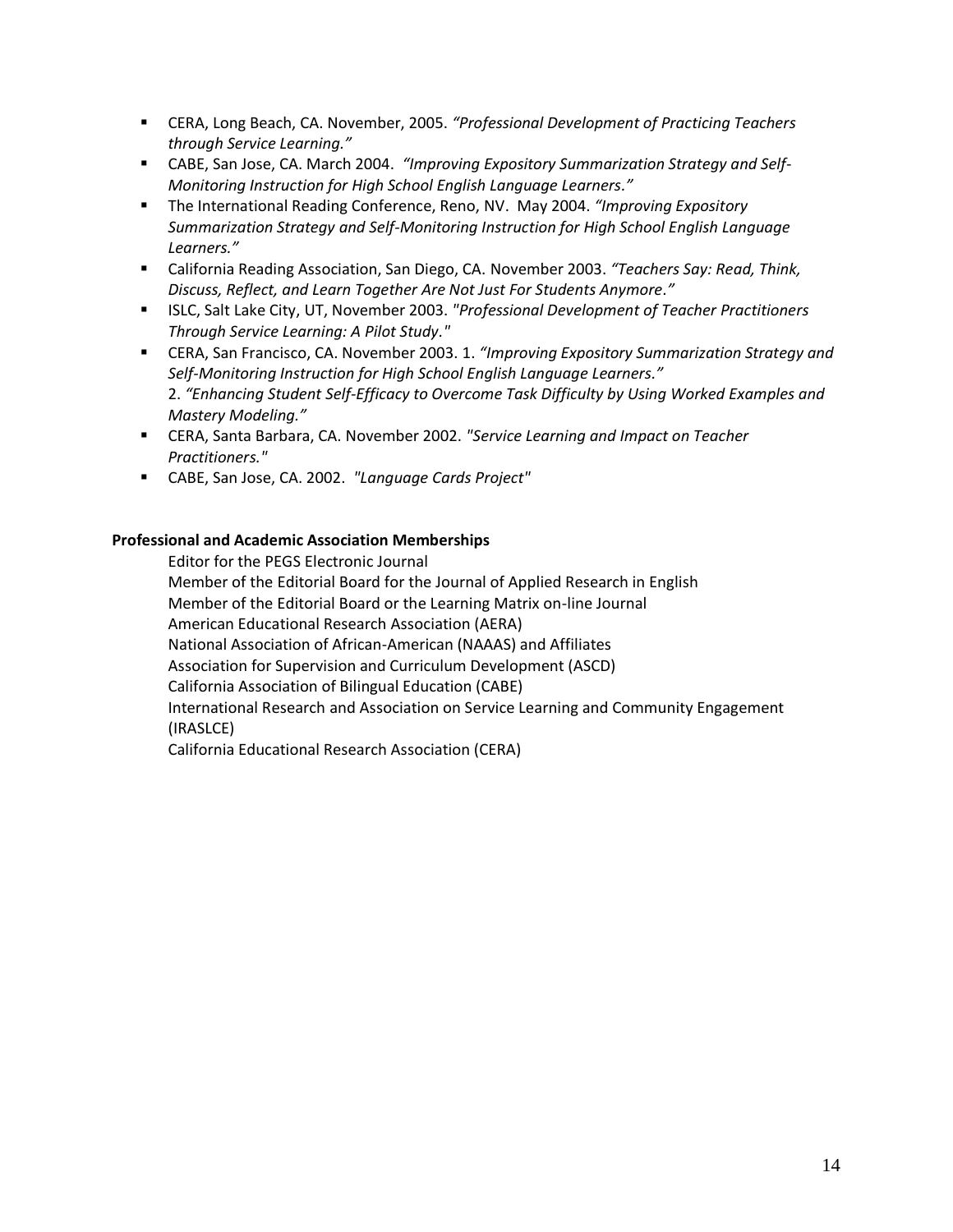- CERA, Long Beach, CA. November, 2005. *"Professional Development of Practicing Teachers through Service Learning."*
- CABE, San Jose, CA. March 2004. *"Improving Expository Summarization Strategy and Self-Monitoring Instruction for High School English Language Learners."*
- The International Reading Conference, Reno, NV. May 2004. *"Improving Expository Summarization Strategy and Self-Monitoring Instruction for High School English Language Learners."*
- California Reading Association, San Diego, CA. November 2003. *"Teachers Say: Read, Think, Discuss, Reflect, and Learn Together Are Not Just For Students Anymore."*
- ISLC, Salt Lake City, UT, November 2003. *"Professional Development of Teacher Practitioners Through Service Learning: A Pilot Study."*
- CERA, San Francisco, CA. November 2003. 1. *"Improving Expository Summarization Strategy and Self-Monitoring Instruction for High School English Language Learners."*
  2. *"Enhancing Student Self-Efficacy to Overcome Task Difficulty by Using Worked Examples and Mastery Modeling."*
- CERA, Santa Barbara, CA. November 2002. *"Service Learning and Impact on Teacher Practitioners."*
- CABE, San Jose, CA. 2002. *"Language Cards Project"*

**Professional and Academic Association Memberships**

Editor for the PEGS Electronic Journal
Member of the Editorial Board for the Journal of Applied Research in English
Member of the Editorial Board or the Learning Matrix on-line Journal
American Educational Research Association (AERA)
National Association of African-American (NAAAS) and Affiliates
Association for Supervision and Curriculum Development (ASCD)
California Association of Bilingual Education (CABE)
International Research and Association on Service Learning and Community Engagement (IRASLCE)
California Educational Research Association (CERA)